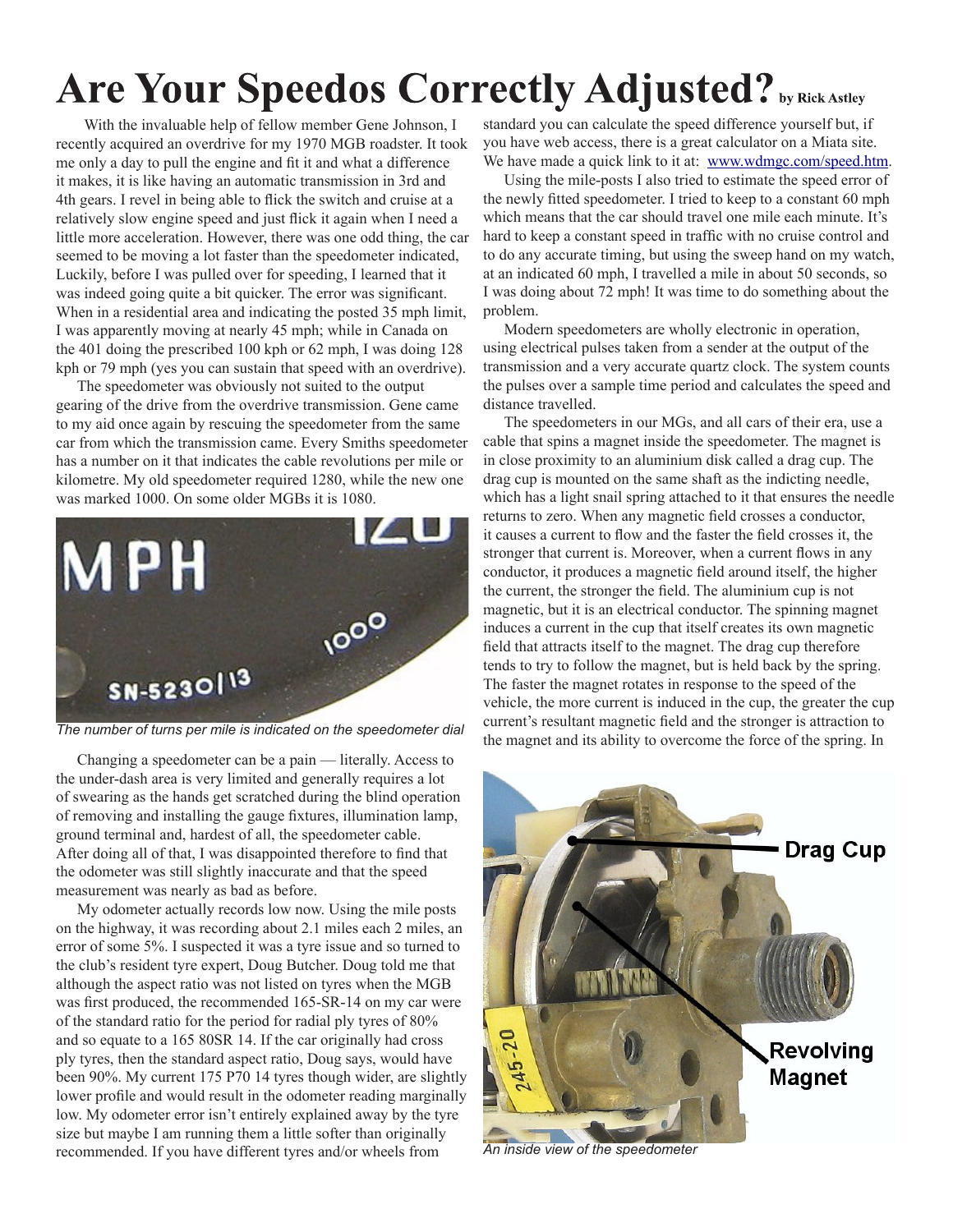# Are Your Speedos Correctly Adjusted? by Rick Astley

With the invaluable help of fellow member Gene Johnson, I recently acquired an overdrive for my 1970 MGB roadster. It took me only a day to pull the engine and fit it and what a difference it makes, it is like having an automatic transmission in 3rd and 4th gears. I revel in being able to flick the switch and cruise at a relatively slow engine speed and just flick it again when I need a little more acceleration. However, there was one odd thing, the car seemed to be moving a lot faster than the speedometer indicated, Luckily, before I was pulled over for speeding, I learned that it was indeed going quite a bit quicker. The error was significant. When in a residential area and indicating the posted 35 mph limit, I was apparently moving at nearly 45 mph; while in Canada on the 401 doing the prescribed 100 kph or 62 mph, I was doing 128 kph or 79 mph (yes you can sustain that speed with an overdrive).

The speedometer was obviously not suited to the output gearing of the drive from the overdrive transmission. Gene came to my aid once again by rescuing the speedometer from the same car from which the transmission came. Every Smiths speedometer has a number on it that indicates the cable revolutions per mile or kilometre. My old speedometer required 1280, while the new one was marked 1000. On some older MGBs it is 1080.

*The number of turns per mile is indicated on the speedometer dial*

Changing a speedometer can be a pain — literally. Access to the under-dash area is very limited and generally requires a lot of swearing as the hands get scratched during the blind operation of removing and installing the gauge fixtures, illumination lamp, ground terminal and, hardest of all, the speedometer cable. After doing all of that, I was disappointed therefore to find that the odometer was still slightly inaccurate and that the speed measurement was nearly as bad as before.

My odometer actually records low now. Using the mile posts on the highway, it was recording about 2.1 miles each 2 miles, an error of some 5%. I suspected it was a tyre issue and so turned to the club's resident tyre expert, Doug Butcher. Doug told me that although the aspect ratio was not listed on tyres when the MGB was first produced, the recommended 165-SR-14 on my car were of the standard ratio for the period for radial ply tyres of 80% and so equate to a 165 80SR 14. If the car originally had cross ply tyres, then the standard aspect ratio, Doug says, would have been 90%. My current 175 P70 14 tyres though wider, are slightly lower profile and would result in the odometer reading marginally low. My odometer error isn't entirely explained away by the tyre size but maybe I am running them a little softer than originally recommended. If you have different tyres and/or wheels from standard you can calculate the speed difference yourself but, if you have web access, there is a great calculator on a Miata site. We have made a quick link to it at: www.wdmgc.com/speed.htm.

Using the mile-posts I also tried to estimate the speed error of the newly fitted speedometer. I tried to keep to a constant 60 mph which means that the car should travel one mile each minute. It's hard to keep a constant speed in traffic with no cruise control and to do any accurate timing, but using the sweep hand on my watch, at an indicated 60 mph, I travelled a mile in about 50 seconds, so I was doing about 72 mph! It was time to do something about the problem.

Modern speedometers are wholly electronic in operation, using electrical pulses taken from a sender at the output of the transmission and a very accurate quartz clock. The system counts the pulses over a sample time period and calculates the speed and distance travelled.

The speedometers in our MGs, and all cars of their era, use a cable that spins a magnet inside the speedometer. The magnet is in close proximity to an aluminium disk called a drag cup. The drag cup is mounted on the same shaft as the indicting needle, which has a light snail spring attached to it that ensures the needle returns to zero. When any magnetic field crosses a conductor, it causes a current to flow and the faster the field crosses it, the stronger that current is. Moreover, when a current flows in any conductor, it produces a magnetic field around itself, the higher the current, the stronger the field. The aluminium cup is not magnetic, but it is an electrical conductor. The spinning magnet induces a current in the cup that itself creates its own magnetic field that attracts itself to the magnet. The drag cup therefore tends to try to follow the magnet, but is held back by the spring. The faster the magnet rotates in response to the speed of the vehicle, the more current is induced in the cup, the greater the cup current's resultant magnetic field and the stronger is attraction to the magnet and its ability to overcome the force of the spring. In

*An inside view of the speedometer*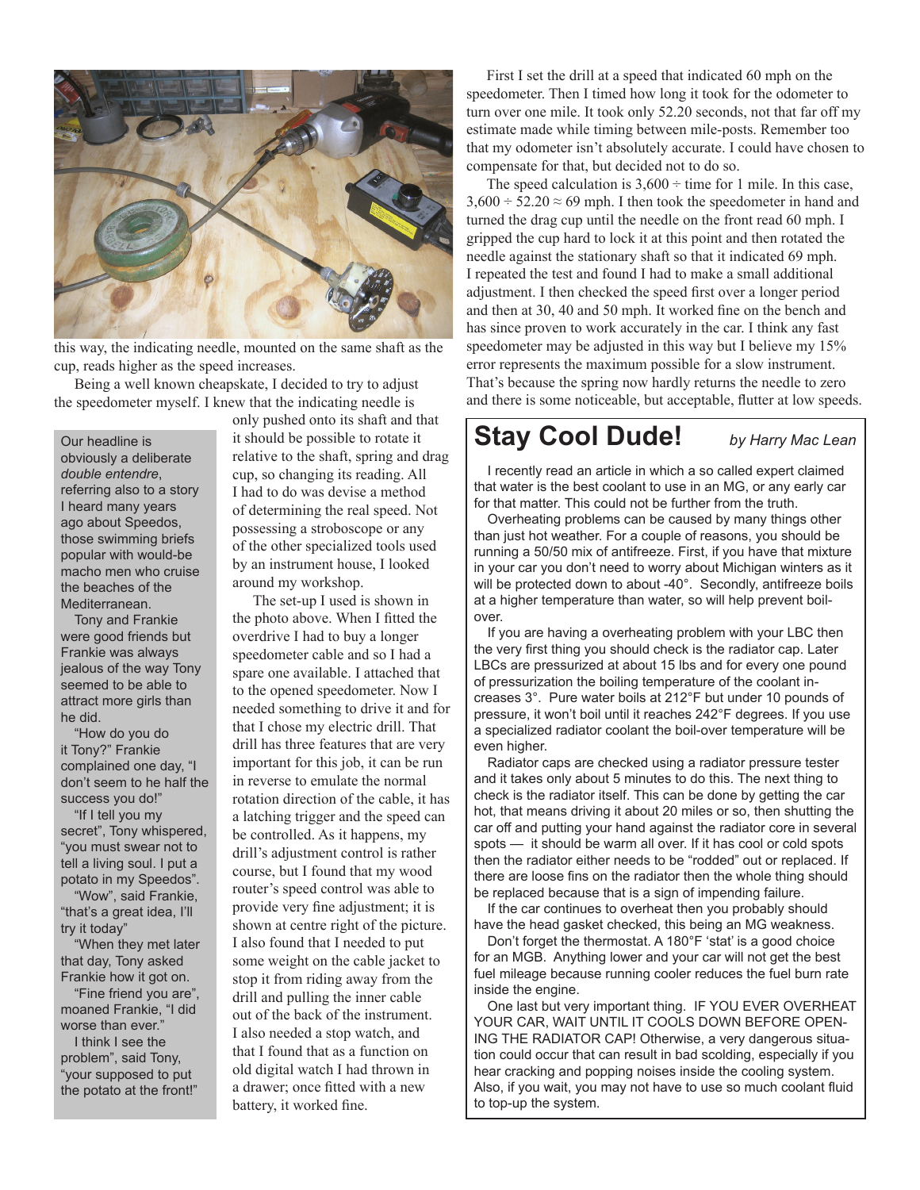this way, the indicating needle, mounted on the same shaft as the cup, reads higher as the speed increases.

Being a well known cheapskate, I decided to try to adjust the speedometer myself. I knew that the indicating needle is only pushed onto its shaft and that it should be possible to rotate it relative to the shaft, spring and drag cup, so changing its reading. All I had to do was devise a method of determining the real speed. Not possessing a stroboscope or any of the other specialized tools used by an instrument house, I looked around my workshop.

The set-up I used is shown in the photo above. When I fitted the overdrive I had to buy a longer speedometer cable and so I had a spare one available. I attached that to the opened speedometer. Now I needed something to drive it and for that I chose my electric drill. That drill has three features that are very important for this job, it can be run in reverse to emulate the normal rotation direction of the cable, it has a latching trigger and the speed can be controlled. As it happens, my drill's adjustment control is rather course, but I found that my wood router's speed control was able to provide very fine adjustment; it is shown at centre right of the picture. I also found that I needed to put some weight on the cable jacket to stop it from riding away from the drill and pulling the inner cable out of the back of the instrument. I also needed a stop watch, and that I found that as a function on old digital watch I had thrown in a drawer; once fitted with a new battery, it worked fine.

Our headline is obviously a deliberate *double entendre*, referring also to a story I heard many years ago about Speedos, those swimming briefs popular with would-be macho men who cruise the beaches of the Mediterranean.

Tony and Frankie were good friends but Frankie was always jealous of the way Tony seemed to be able to attract more girls than he did.

"How do you do it Tony?" Frankie complained one day, "I don't seem to he half the success you do!"

"If I tell you my secret", Tony whispered, "you must swear not to tell a living soul. I put a potato in my Speedos".

"Wow", said Frankie, "that's a great idea, I'll try it today"

"When they met later that day, Tony asked Frankie how it got on.

"Fine friend you are", moaned Frankie, "I did worse than ever."

I think I see the problem", said Tony, "your supposed to put the potato at the front!"

First I set the drill at a speed that indicated 60 mph on the speedometer. Then I timed how long it took for the odometer to turn over one mile. It took only 52.20 seconds, not that far off my estimate made while timing between mile-posts. Remember too that my odometer isn't absolutely accurate. I could have chosen to compensate for that, but decided not to do so.

The speed calculation is $3{,}600 \div$ time for 1 mile. In this case, $3{,}600 \div 52.20 \approx 69$ mph. I then took the speedometer in hand and turned the drag cup until the needle on the front read 60 mph. I gripped the cup hard to lock it at this point and then rotated the needle against the stationary shaft so that it indicated 69 mph. I repeated the test and found I had to make a small additional adjustment. I then checked the speed first over a longer period and then at 30, 40 and 50 mph. It worked fine on the bench and has since proven to work accurately in the car. I think any fast speedometer may be adjusted in this way but I believe my 15% error represents the maximum possible for a slow instrument. That's because the spring now hardly returns the needle to zero and there is some noticeable, but acceptable, flutter at low speeds.

## Stay Cool Dude!

*by Harry Mac Lean*

I recently read an article in which a so called expert claimed that water is the best coolant to use in an MG, or any early car for that matter. This could not be further from the truth.

Overheating problems can be caused by many things other than just hot weather. For a couple of reasons, you should be running a 50/50 mix of antifreeze. First, if you have that mixture in your car you don't need to worry about Michigan winters as it will be protected down to about -40°. Secondly, antifreeze boils at a higher temperature than water, so will help prevent boil-over.

If you are having a overheating problem with your LBC then the very first thing you should check is the radiator cap. Later LBCs are pressurized at about 15 lbs and for every one pound of pressurization the boiling temperature of the coolant increases 3°. Pure water boils at 212°F but under 10 pounds of pressure, it won't boil until it reaches 242°F degrees. If you use a specialized radiator coolant the boil-over temperature will be even higher.

Radiator caps are checked using a radiator pressure tester and it takes only about 5 minutes to do this. The next thing to check is the radiator itself. This can be done by getting the car hot, that means driving it about 20 miles or so, then shutting the car off and putting your hand against the radiator core in several spots — it should be warm all over. If it has cool or cold spots then the radiator either needs to be "rodded" out or replaced. If there are loose fins on the radiator then the whole thing should be replaced because that is a sign of impending failure.

If the car continues to overheat then you probably should have the head gasket checked, this being an MG weakness.

Don't forget the thermostat. A 180°F 'stat' is a good choice for an MGB. Anything lower and your car will not get the best fuel mileage because running cooler reduces the fuel burn rate inside the engine.

One last but very important thing. IF YOU EVER OVERHEAT YOUR CAR, WAIT UNTIL IT COOLS DOWN BEFORE OPENING THE RADIATOR CAP! Otherwise, a very dangerous situation could occur that can result in bad scolding, especially if you hear cracking and popping noises inside the cooling system. Also, if you wait, you may not have to use so much coolant fluid to top-up the system.